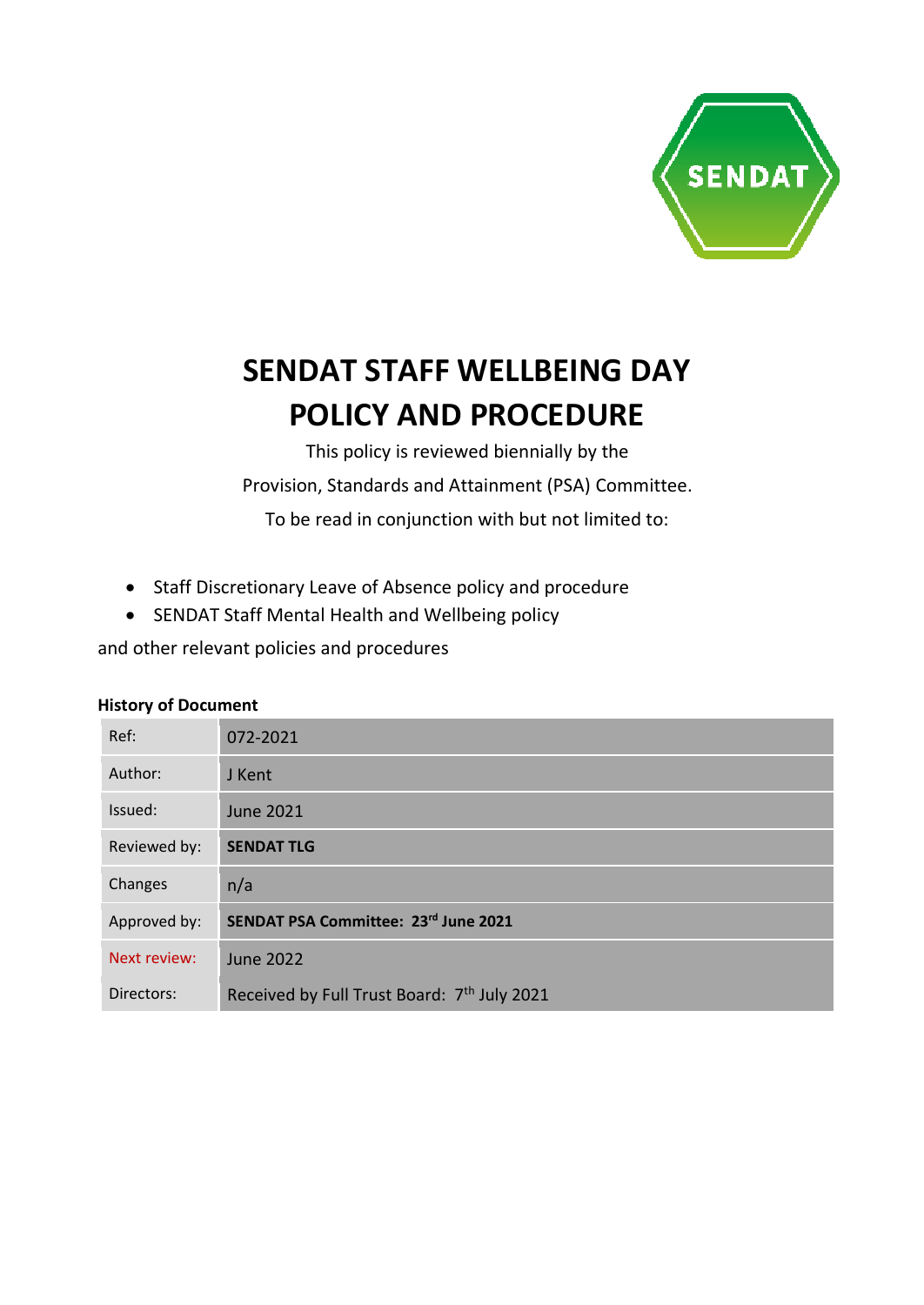# SENDAT STAFF WELLBEING DAY POLICY AND PROCEDURE

This policy is reviewed biennially by the

Provision, Standards and Attainment (PSA) Committee.

To be read in conjunction with but not limited to:

- Staff Discretionary Leave of Absence policy and procedure
- SENDAT Staff Mental Health and Wellbeing policy

and other relevant policies and procedures

**History of Document**

| | |
|---|---|
| Ref: | 072-2021 |
| Author: | J Kent |
| Issued: | June 2021 |
| Reviewed by: | **SENDAT TLG** |
| Changes | n/a |
| Approved by: | **SENDAT PSA Committee: 23rd June 2021** |
| Next review: | June 2022 |
| Directors: | Received by Full Trust Board: 7th July 2021 |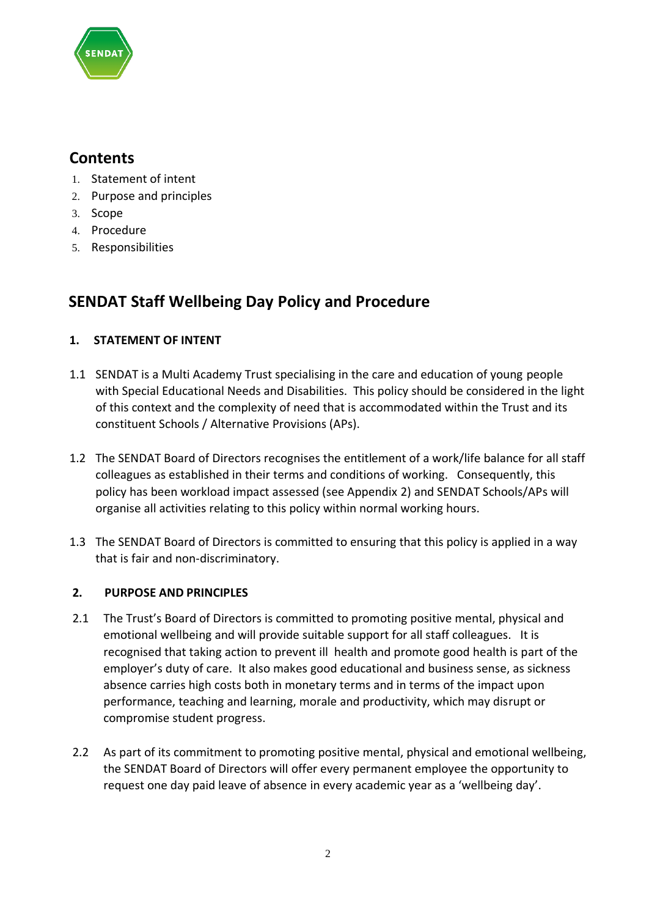## Contents

1. Statement of intent
2. Purpose and principles
3. Scope
4. Procedure
5. Responsibilities

# SENDAT Staff Wellbeing Day Policy and Procedure

### 1. STATEMENT OF INTENT

1.1 SENDAT is a Multi Academy Trust specialising in the care and education of young people with Special Educational Needs and Disabilities. This policy should be considered in the light of this context and the complexity of need that is accommodated within the Trust and its constituent Schools / Alternative Provisions (APs).

1.2 The SENDAT Board of Directors recognises the entitlement of a work/life balance for all staff colleagues as established in their terms and conditions of working. Consequently, this policy has been workload impact assessed (see Appendix 2) and SENDAT Schools/APs will organise all activities relating to this policy within normal working hours.

1.3 The SENDAT Board of Directors is committed to ensuring that this policy is applied in a way that is fair and non-discriminatory.

### 2. PURPOSE AND PRINCIPLES

2.1 The Trust's Board of Directors is committed to promoting positive mental, physical and emotional wellbeing and will provide suitable support for all staff colleagues. It is recognised that taking action to prevent ill health and promote good health is part of the employer's duty of care. It also makes good educational and business sense, as sickness absence carries high costs both in monetary terms and in terms of the impact upon performance, teaching and learning, morale and productivity, which may disrupt or compromise student progress.

2.2 As part of its commitment to promoting positive mental, physical and emotional wellbeing, the SENDAT Board of Directors will offer every permanent employee the opportunity to request one day paid leave of absence in every academic year as a 'wellbeing day'.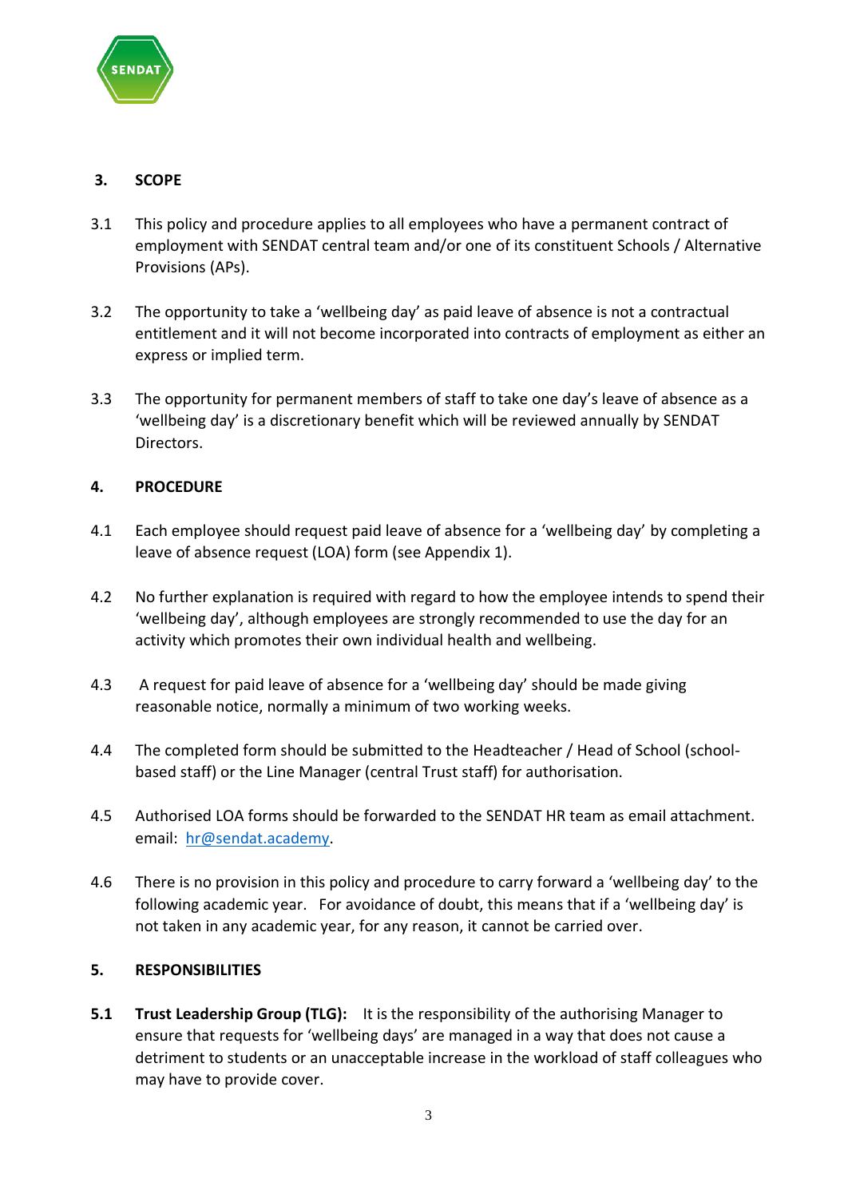## 3. SCOPE

3.1 This policy and procedure applies to all employees who have a permanent contract of employment with SENDAT central team and/or one of its constituent Schools / Alternative Provisions (APs).

3.2 The opportunity to take a 'wellbeing day' as paid leave of absence is not a contractual entitlement and it will not become incorporated into contracts of employment as either an express or implied term.

3.3 The opportunity for permanent members of staff to take one day's leave of absence as a 'wellbeing day' is a discretionary benefit which will be reviewed annually by SENDAT Directors.

## 4. PROCEDURE

4.1 Each employee should request paid leave of absence for a 'wellbeing day' by completing a leave of absence request (LOA) form (see Appendix 1).

4.2 No further explanation is required with regard to how the employee intends to spend their 'wellbeing day', although employees are strongly recommended to use the day for an activity which promotes their own individual health and wellbeing.

4.3 A request for paid leave of absence for a 'wellbeing day' should be made giving reasonable notice, normally a minimum of two working weeks.

4.4 The completed form should be submitted to the Headteacher / Head of School (school-based staff) or the Line Manager (central Trust staff) for authorisation.

4.5 Authorised LOA forms should be forwarded to the SENDAT HR team as email attachment. email: hr@sendat.academy.

4.6 There is no provision in this policy and procedure to carry forward a 'wellbeing day' to the following academic year. For avoidance of doubt, this means that if a 'wellbeing day' is not taken in any academic year, for any reason, it cannot be carried over.

## 5. RESPONSIBILITIES

**5.1 Trust Leadership Group (TLG):** It is the responsibility of the authorising Manager to ensure that requests for 'wellbeing days' are managed in a way that does not cause a detriment to students or an unacceptable increase in the workload of staff colleagues who may have to provide cover.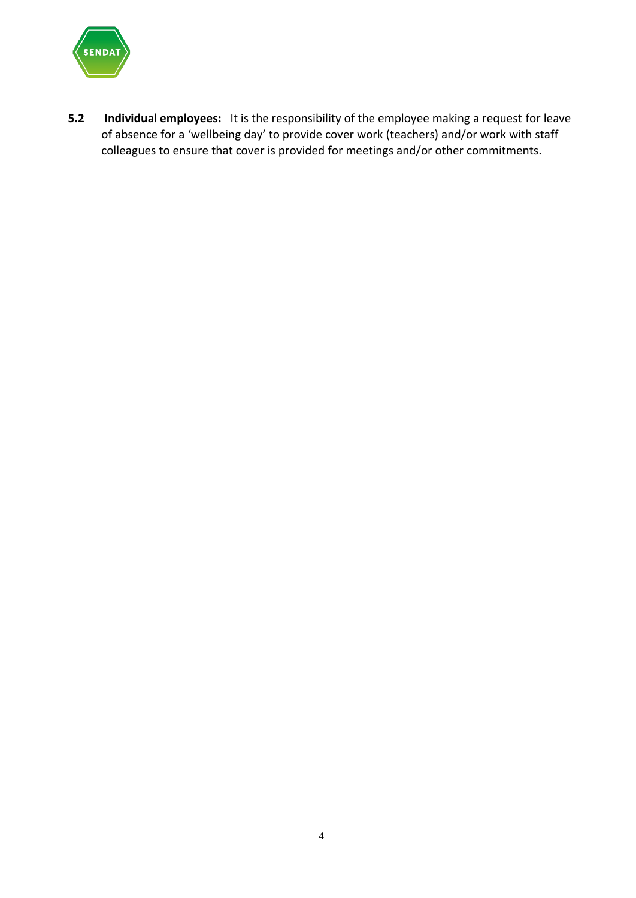**5.2 Individual employees:** It is the responsibility of the employee making a request for leave of absence for a 'wellbeing day' to provide cover work (teachers) and/or work with staff colleagues to ensure that cover is provided for meetings and/or other commitments.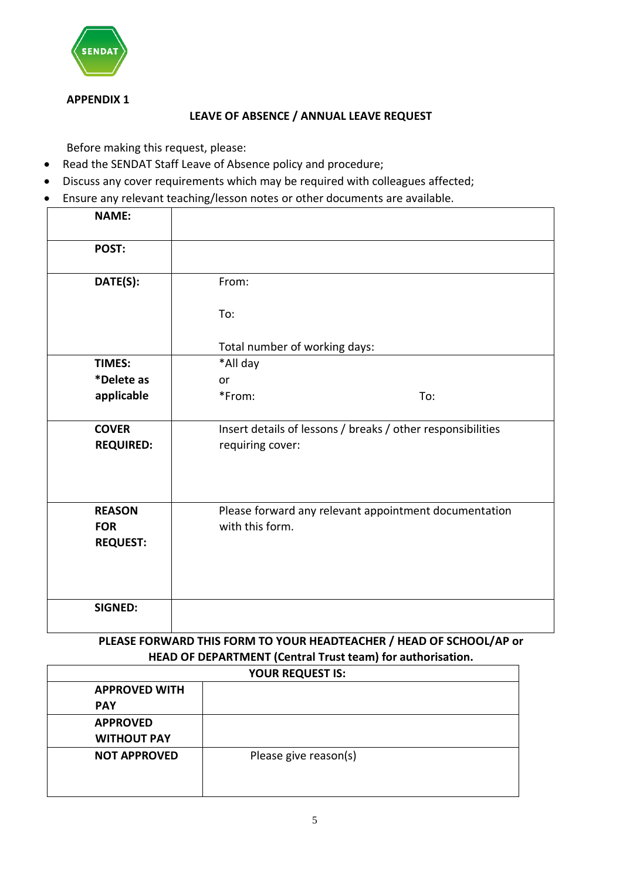**APPENDIX 1**

## LEAVE OF ABSENCE / ANNUAL LEAVE REQUEST

Before making this request, please:

- Read the SENDAT Staff Leave of Absence policy and procedure;
- Discuss any cover requirements which may be required with colleagues affected;
- Ensure any relevant teaching/lesson notes or other documents are available.

| | |
|---|---|
| **NAME:** | |
| **POST:** | |
| **DATE(S):** | From:<br><br>To:<br><br>Total number of working days: |
| **TIMES:**<br>**\*Delete as applicable** | \*All day<br>or<br>\*From: To: |
| **COVER REQUIRED:** | Insert details of lessons / breaks / other responsibilities requiring cover: |
| **REASON FOR REQUEST:** | Please forward any relevant appointment documentation with this form. |
| **SIGNED:** | |

**PLEASE FORWARD THIS FORM TO YOUR HEADTEACHER / HEAD OF SCHOOL/AP or HEAD OF DEPARTMENT (Central Trust team) for authorisation.**

| **YOUR REQUEST IS:** | |
|---|---|
| **APPROVED WITH PAY** | |
| **APPROVED WITHOUT PAY** | |
| **NOT APPROVED** | Please give reason(s) |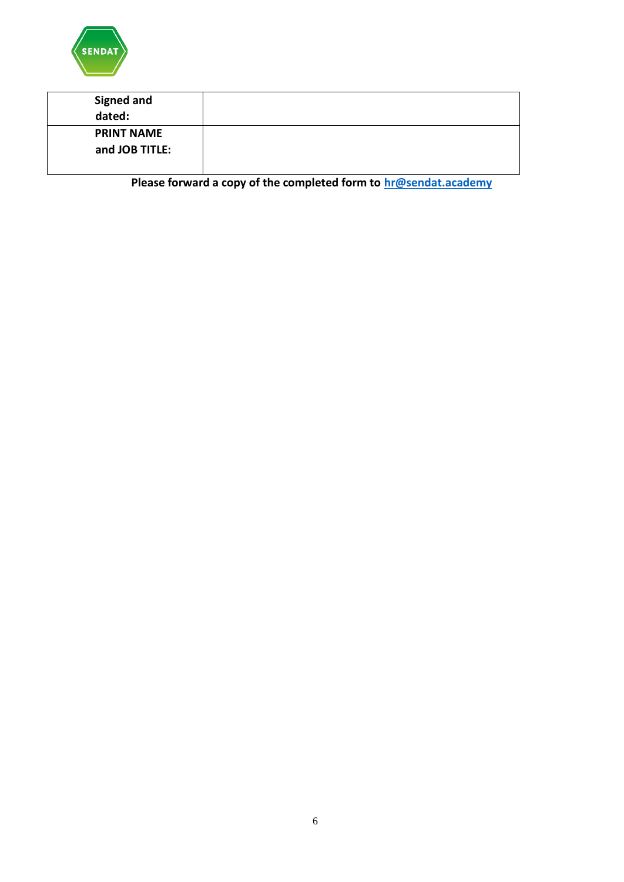| **Signed and dated:** | |
|---|---|
| **PRINT NAME and JOB TITLE:** | |

**Please forward a copy of the completed form to [hr@sendat.academy](mailto:hr@sendat.academy)**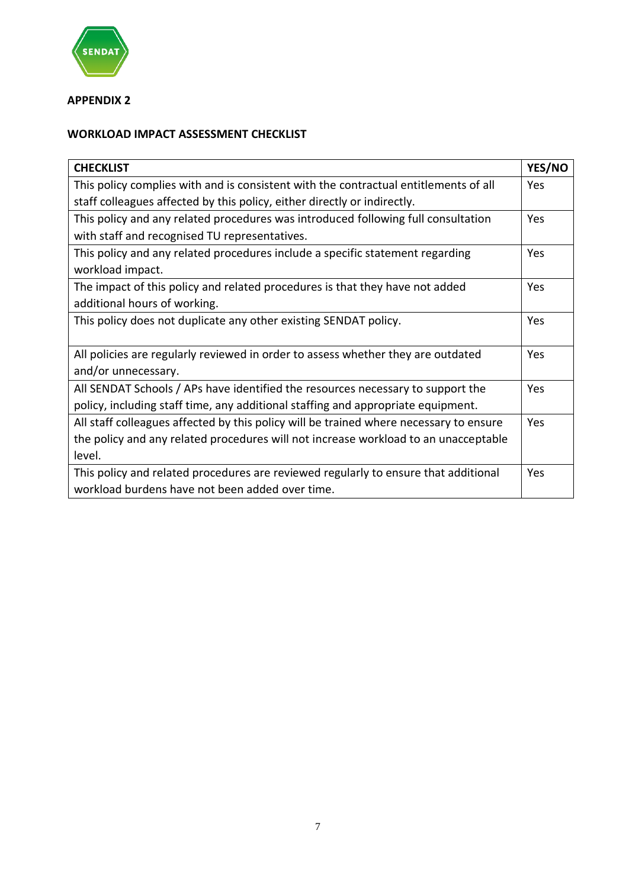**APPENDIX 2**

**WORKLOAD IMPACT ASSESSMENT CHECKLIST**

| CHECKLIST | YES/NO |
|---|---|
| This policy complies with and is consistent with the contractual entitlements of all staff colleagues affected by this policy, either directly or indirectly. | Yes |
| This policy and any related procedures was introduced following full consultation with staff and recognised TU representatives. | Yes |
| This policy and any related procedures include a specific statement regarding workload impact. | Yes |
| The impact of this policy and related procedures is that they have not added additional hours of working. | Yes |
| This policy does not duplicate any other existing SENDAT policy. | Yes |
| All policies are regularly reviewed in order to assess whether they are outdated and/or unnecessary. | Yes |
| All SENDAT Schools / APs have identified the resources necessary to support the policy, including staff time, any additional staffing and appropriate equipment. | Yes |
| All staff colleagues affected by this policy will be trained where necessary to ensure the policy and any related procedures will not increase workload to an unacceptable level. | Yes |
| This policy and related procedures are reviewed regularly to ensure that additional workload burdens have not been added over time. | Yes |